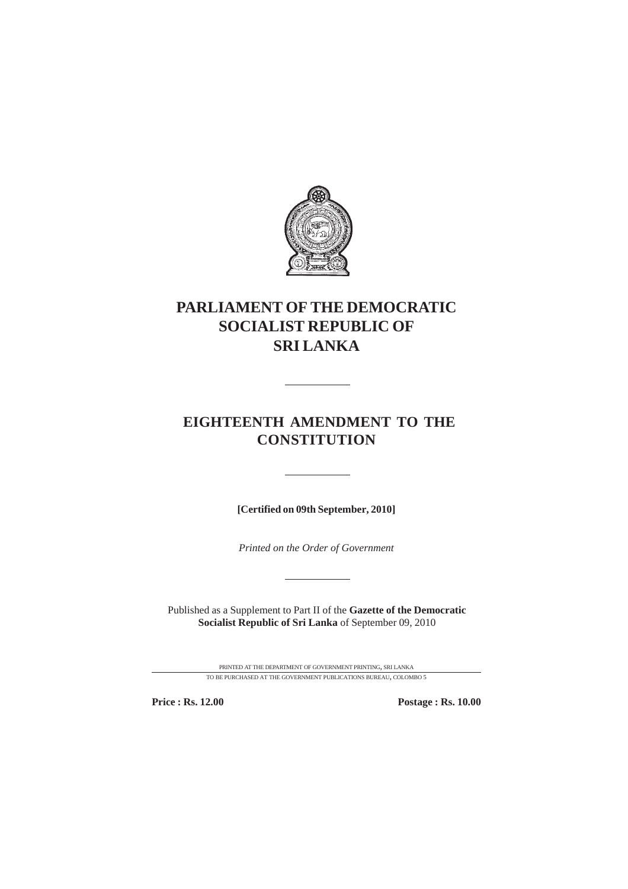# PARLIAMENT OF THE DEMOCRATIC SOCIALIST REPUBLIC OF SRI LANKA

---

## EIGHTEENTH AMENDMENT TO THE CONSTITUTION

---

**[Certified on 09th September, 2010]**

*Printed on the Order of Government*

---

Published as a Supplement to Part II of the **Gazette of the Democratic Socialist Republic of Sri Lanka** of September 09, 2010

PRINTED AT THE DEPARTMENT OF GOVERNMENT PRINTING, SRI LANKA

TO BE PURCHASED AT THE GOVERNMENT PUBLICATIONS BUREAU, COLOMBO 5

**Price : Rs. 12.00** **Postage : Rs. 10.00**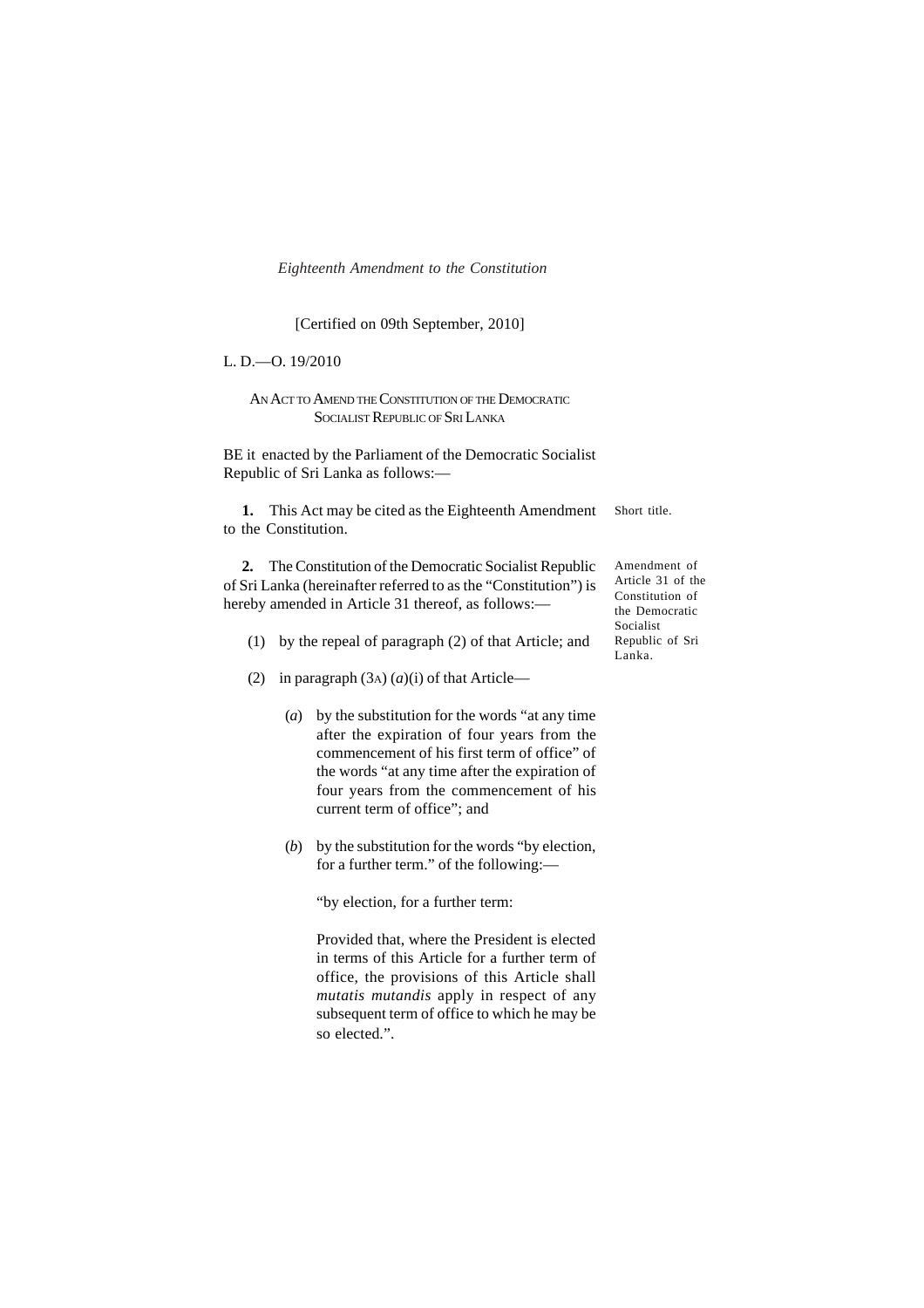*Eighteenth Amendment to the Constitution*

[Certified on 09th September, 2010]

L. D.—O. 19/2010

AN ACT TO AMEND THE CONSTITUTION OF THE DEMOCRATIC SOCIALIST REPUBLIC OF SRI LANKA

BE it enacted by the Parliament of the Democratic Socialist Republic of Sri Lanka as follows:—

**1.** This Act may be cited as the Eighteenth Amendment to the Constitution.

Short title.

**2.** The Constitution of the Democratic Socialist Republic of Sri Lanka (hereinafter referred to as the "Constitution") is hereby amended in Article 31 thereof, as follows:—

Amendment of Article 31 of the Constitution of the Democratic Socialist Republic of Sri Lanka.

(1) by the repeal of paragraph (2) of that Article; and

(2) in paragraph (3A) (*a*)(i) of that Article—

(*a*) by the substitution for the words "at any time after the expiration of four years from the commencement of his first term of office" of the words "at any time after the expiration of four years from the commencement of his current term of office"; and

(*b*) by the substitution for the words "by election, for a further term." of the following:—

"by election, for a further term:

Provided that, where the President is elected in terms of this Article for a further term of office, the provisions of this Article shall *mutatis mutandis* apply in respect of any subsequent term of office to which he may be so elected.".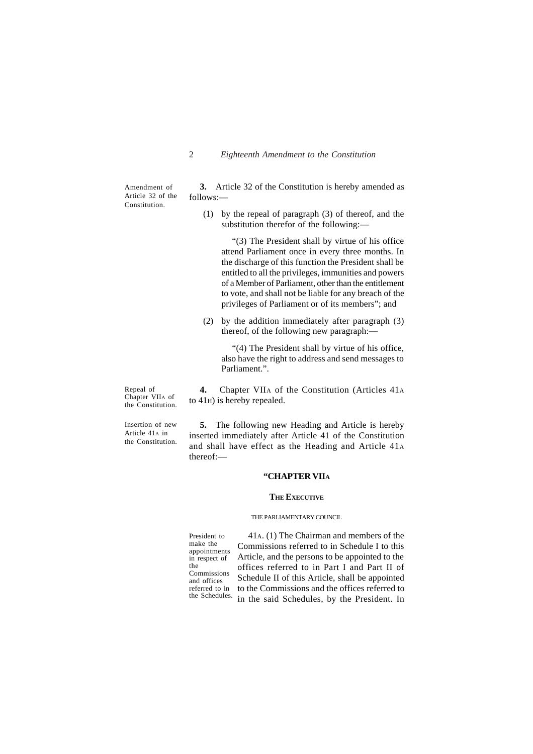*Amendment of Article 32 of the Constitution.*

**3.** Article 32 of the Constitution is hereby amended as follows:—

(1) by the repeal of paragraph (3) of thereof, and the substitution therefor of the following:—

"(3) The President shall by virtue of his office attend Parliament once in every three months. In the discharge of this function the President shall be entitled to all the privileges, immunities and powers of a Member of Parliament, other than the entitlement to vote, and shall not be liable for any breach of the privileges of Parliament or of its members"; and

(2) by the addition immediately after paragraph (3) thereof, of the following new paragraph:—

"(4) The President shall by virtue of his office, also have the right to address and send messages to Parliament.".

*Repeal of Chapter VIIA of the Constitution.*

**4.** Chapter VIIA of the Constitution (Articles 41A to 41H) is hereby repealed.

*Insertion of new Article 41A in the Constitution.*

**5.** The following new Heading and Article is hereby inserted immediately after Article 41 of the Constitution and shall have effect as the Heading and Article 41A thereof:—

**"CHAPTER VIIA**

**THE EXECUTIVE**

THE PARLIAMENTARY COUNCIL

*President to make the appointments in respect of the Commissions and offices referred to in the Schedules.*

41A. (1) The Chairman and members of the Commissions referred to in Schedule I to this Article, and the persons to be appointed to the offices referred to in Part I and Part II of Schedule II of this Article, shall be appointed to the Commissions and the offices referred to in the said Schedules, by the President. In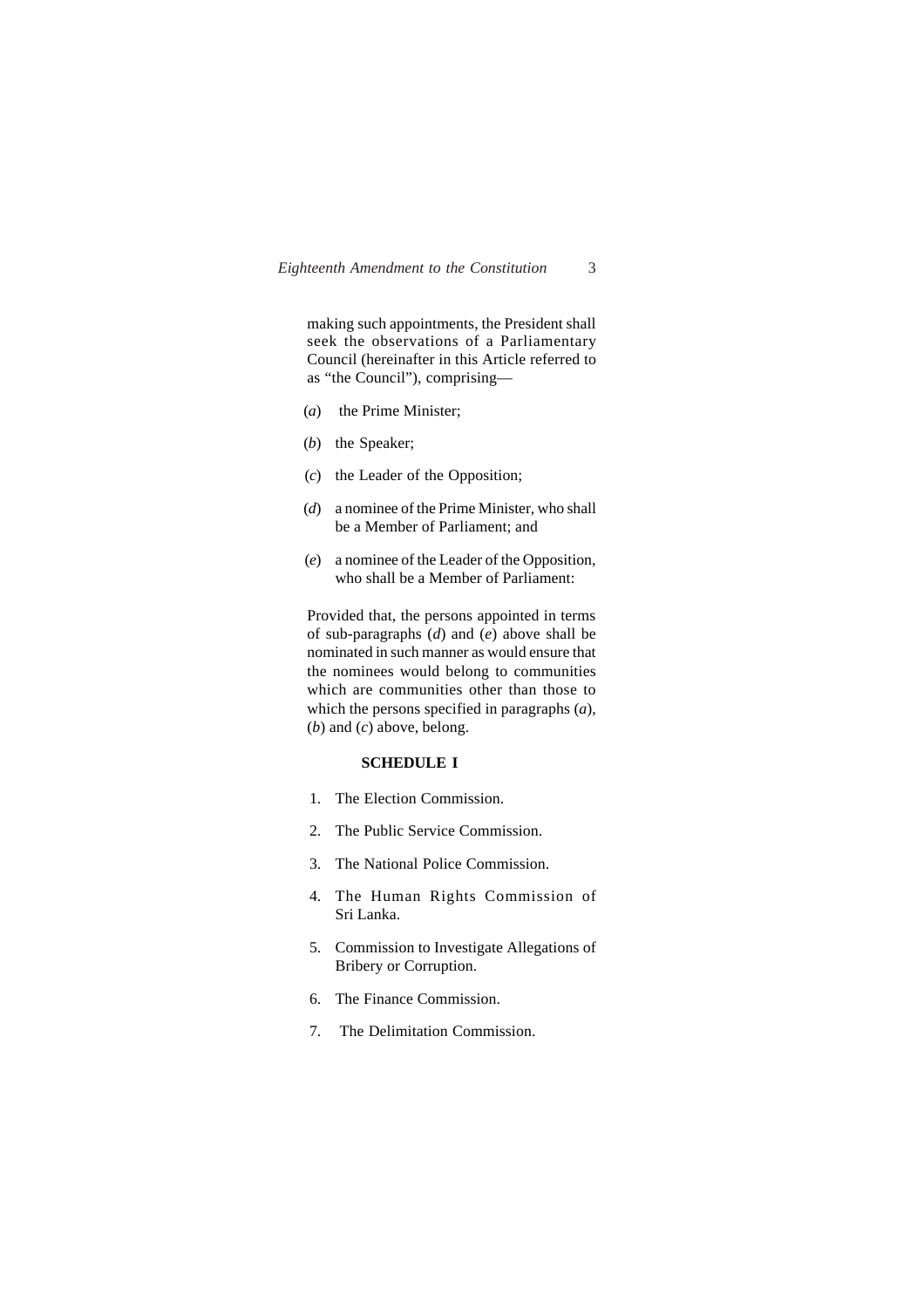making such appointments, the President shall seek the observations of a Parliamentary Council (hereinafter in this Article referred to as "the Council"), comprising—

(*a*) the Prime Minister;

(*b*) the Speaker;

(*c*) the Leader of the Opposition;

(*d*) a nominee of the Prime Minister, who shall be a Member of Parliament; and

(*e*) a nominee of the Leader of the Opposition, who shall be a Member of Parliament:

Provided that, the persons appointed in terms of sub-paragraphs (*d*) and (*e*) above shall be nominated in such manner as would ensure that the nominees would belong to communities which are communities other than those to which the persons specified in paragraphs (*a*), (*b*) and (*c*) above, belong.

**SCHEDULE I**

1. The Election Commission.
2. The Public Service Commission.
3. The National Police Commission.
4. The Human Rights Commission of Sri Lanka.
5. Commission to Investigate Allegations of Bribery or Corruption.
6. The Finance Commission.
7. The Delimitation Commission.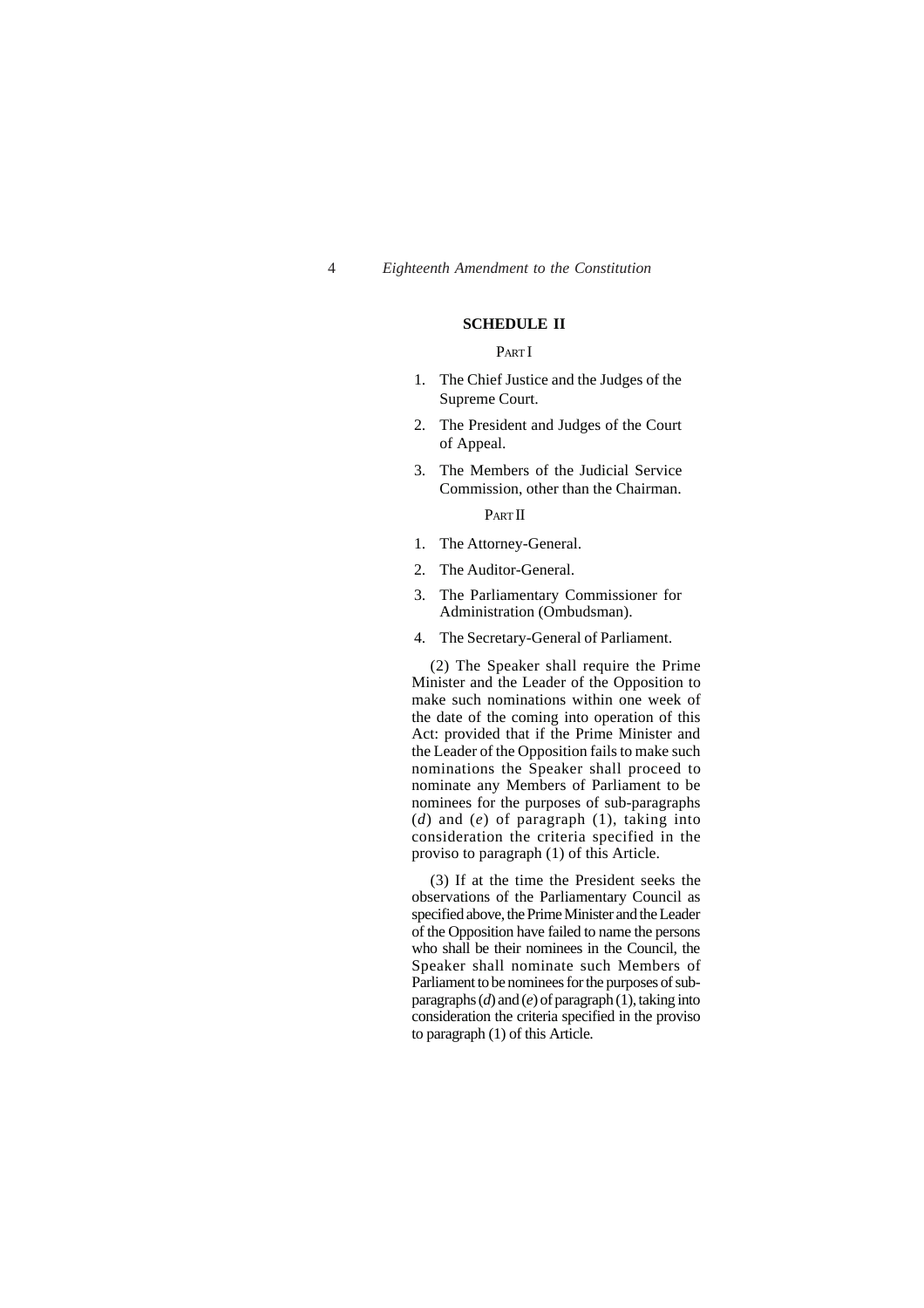## SCHEDULE II

### PART I

1. The Chief Justice and the Judges of the Supreme Court.
2. The President and Judges of the Court of Appeal.
3. The Members of the Judicial Service Commission, other than the Chairman.

### PART II

1. The Attorney-General.
2. The Auditor-General.
3. The Parliamentary Commissioner for Administration (Ombudsman).
4. The Secretary-General of Parliament.

(2) The Speaker shall require the Prime Minister and the Leader of the Opposition to make such nominations within one week of the date of the coming into operation of this Act: provided that if the Prime Minister and the Leader of the Opposition fails to make such nominations the Speaker shall proceed to nominate any Members of Parliament to be nominees for the purposes of sub-paragraphs (*d*) and (*e*) of paragraph (1), taking into consideration the criteria specified in the proviso to paragraph (1) of this Article.

(3) If at the time the President seeks the observations of the Parliamentary Council as specified above, the Prime Minister and the Leader of the Opposition have failed to name the persons who shall be their nominees in the Council, the Speaker shall nominate such Members of Parliament to be nominees for the purposes of sub-paragraphs (*d*) and (*e*) of paragraph (1), taking into consideration the criteria specified in the proviso to paragraph (1) of this Article.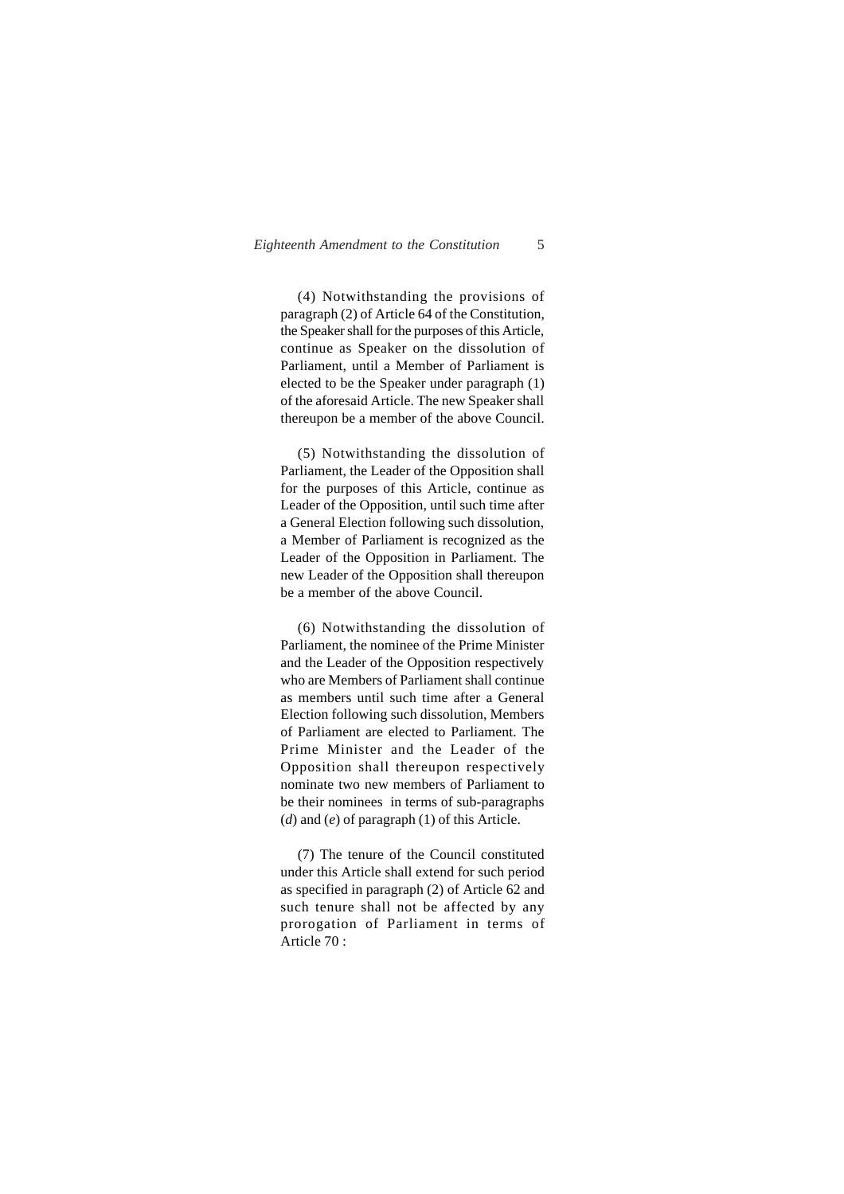(4) Notwithstanding the provisions of paragraph (2) of Article 64 of the Constitution, the Speaker shall for the purposes of this Article, continue as Speaker on the dissolution of Parliament, until a Member of Parliament is elected to be the Speaker under paragraph (1) of the aforesaid Article. The new Speaker shall thereupon be a member of the above Council.

(5) Notwithstanding the dissolution of Parliament, the Leader of the Opposition shall for the purposes of this Article, continue as Leader of the Opposition, until such time after a General Election following such dissolution, a Member of Parliament is recognized as the Leader of the Opposition in Parliament. The new Leader of the Opposition shall thereupon be a member of the above Council.

(6) Notwithstanding the dissolution of Parliament, the nominee of the Prime Minister and the Leader of the Opposition respectively who are Members of Parliament shall continue as members until such time after a General Election following such dissolution, Members of Parliament are elected to Parliament. The Prime Minister and the Leader of the Opposition shall thereupon respectively nominate two new members of Parliament to be their nominees in terms of sub-paragraphs (*d*) and (*e*) of paragraph (1) of this Article.

(7) The tenure of the Council constituted under this Article shall extend for such period as specified in paragraph (2) of Article 62 and such tenure shall not be affected by any prorogation of Parliament in terms of Article 70 :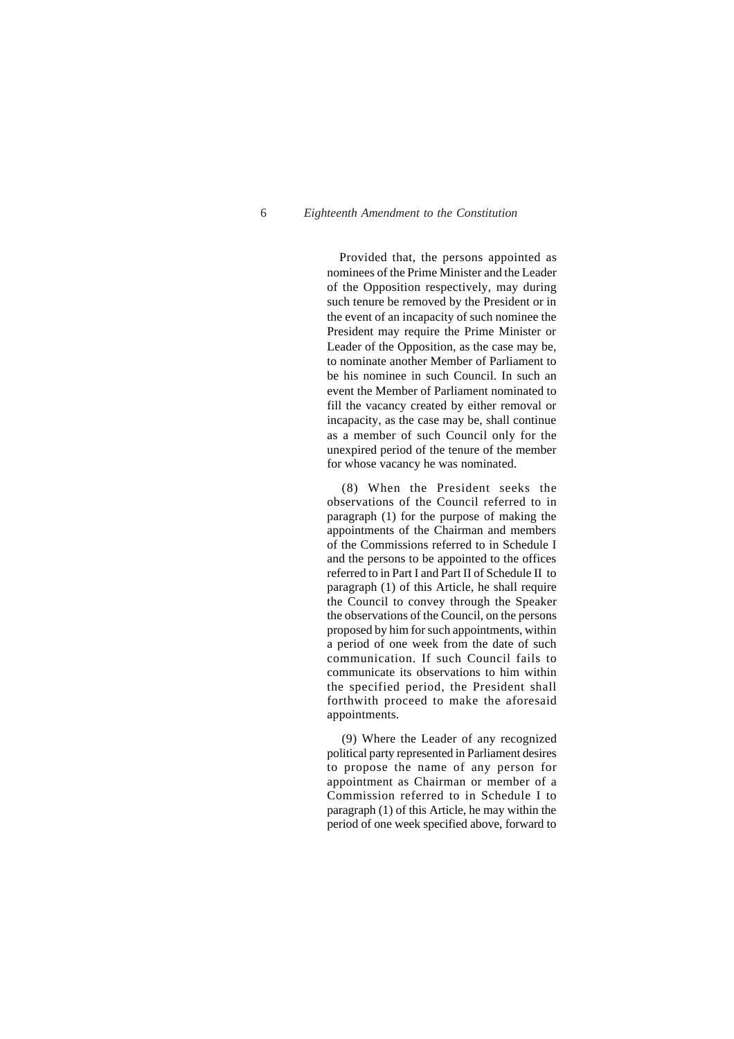Provided that, the persons appointed as nominees of the Prime Minister and the Leader of the Opposition respectively, may during such tenure be removed by the President or in the event of an incapacity of such nominee the President may require the Prime Minister or Leader of the Opposition, as the case may be, to nominate another Member of Parliament to be his nominee in such Council. In such an event the Member of Parliament nominated to fill the vacancy created by either removal or incapacity, as the case may be, shall continue as a member of such Council only for the unexpired period of the tenure of the member for whose vacancy he was nominated.

(8) When the President seeks the observations of the Council referred to in paragraph (1) for the purpose of making the appointments of the Chairman and members of the Commissions referred to in Schedule I and the persons to be appointed to the offices referred to in Part I and Part II of Schedule II to paragraph (1) of this Article, he shall require the Council to convey through the Speaker the observations of the Council, on the persons proposed by him for such appointments, within a period of one week from the date of such communication. If such Council fails to communicate its observations to him within the specified period, the President shall forthwith proceed to make the aforesaid appointments.

(9) Where the Leader of any recognized political party represented in Parliament desires to propose the name of any person for appointment as Chairman or member of a Commission referred to in Schedule I to paragraph (1) of this Article, he may within the period of one week specified above, forward to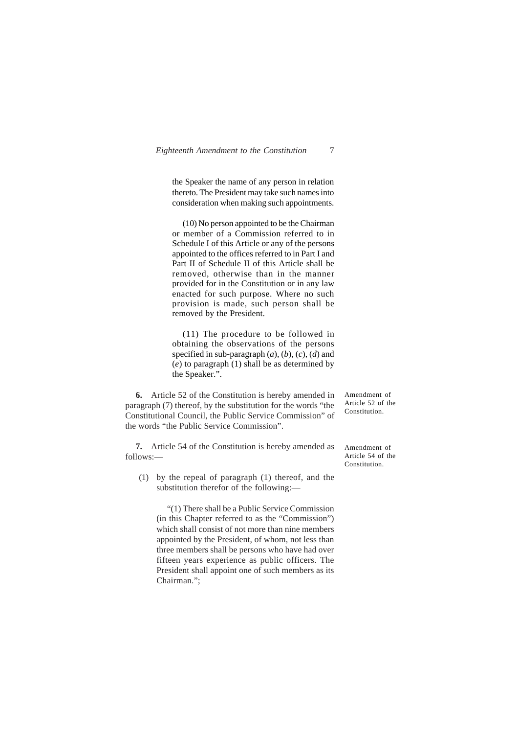the Speaker the name of any person in relation thereto. The President may take such names into consideration when making such appointments.

(10) No person appointed to be the Chairman or member of a Commission referred to in Schedule I of this Article or any of the persons appointed to the offices referred to in Part I and Part II of Schedule II of this Article shall be removed, otherwise than in the manner provided for in the Constitution or in any law enacted for such purpose. Where no such provision is made, such person shall be removed by the President.

(11) The procedure to be followed in obtaining the observations of the persons specified in sub-paragraph (*a*), (*b*), (*c*), (*d*) and (*e*) to paragraph (1) shall be as determined by the Speaker.".

Amendment of Article 52 of the Constitution.

**6.** Article 52 of the Constitution is hereby amended in paragraph (7) thereof, by the substitution for the words "the Constitutional Council, the Public Service Commission" of the words "the Public Service Commission".

Amendment of Article 54 of the Constitution.

**7.** Article 54 of the Constitution is hereby amended as follows:—

(1) by the repeal of paragraph (1) thereof, and the substitution therefor of the following:—

"(1) There shall be a Public Service Commission (in this Chapter referred to as the "Commission") which shall consist of not more than nine members appointed by the President, of whom, not less than three members shall be persons who have had over fifteen years experience as public officers. The President shall appoint one of such members as its Chairman.";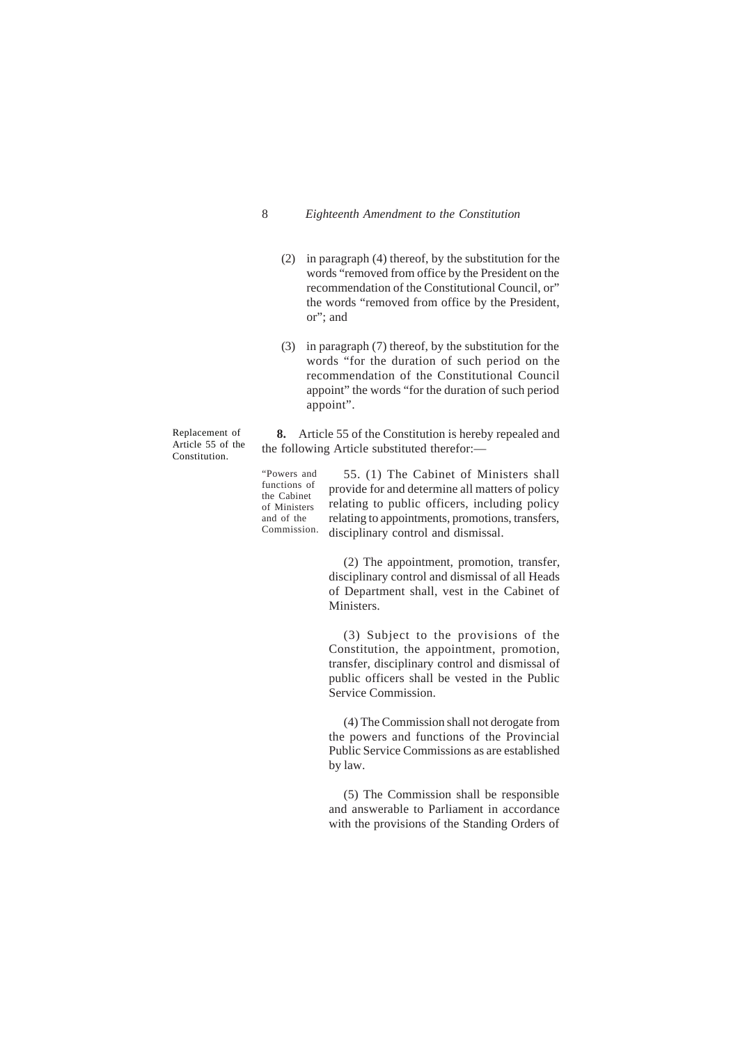(2) in paragraph (4) thereof, by the substitution for the words "removed from office by the President on the recommendation of the Constitutional Council, or" the words "removed from office by the President, or"; and

(3) in paragraph (7) thereof, by the substitution for the words "for the duration of such period on the recommendation of the Constitutional Council appoint" the words "for the duration of such period appoint".

Replacement of Article 55 of the Constitution.

**8.** Article 55 of the Constitution is hereby repealed and the following Article substituted therefor:—

"Powers and functions of the Cabinet of Ministers and of the Commission.

55. (1) The Cabinet of Ministers shall provide for and determine all matters of policy relating to public officers, including policy relating to appointments, promotions, transfers, disciplinary control and dismissal.

(2) The appointment, promotion, transfer, disciplinary control and dismissal of all Heads of Department shall, vest in the Cabinet of Ministers.

(3) Subject to the provisions of the Constitution, the appointment, promotion, transfer, disciplinary control and dismissal of public officers shall be vested in the Public Service Commission.

(4) The Commission shall not derogate from the powers and functions of the Provincial Public Service Commissions as are established by law.

(5) The Commission shall be responsible and answerable to Parliament in accordance with the provisions of the Standing Orders of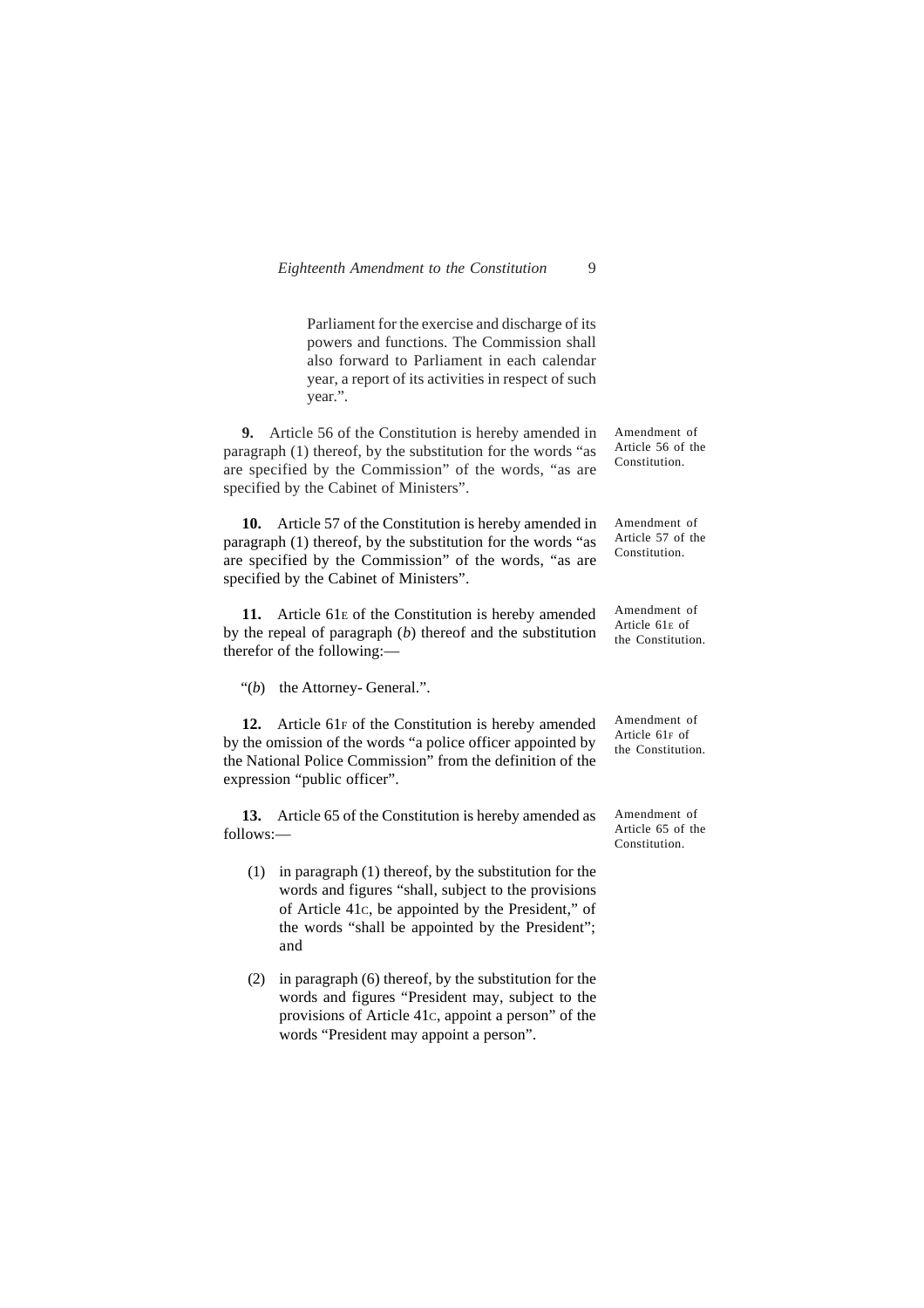Parliament for the exercise and discharge of its powers and functions. The Commission shall also forward to Parliament in each calendar year, a report of its activities in respect of such year.".

*Amendment of Article 56 of the Constitution.*

**9.** Article 56 of the Constitution is hereby amended in paragraph (1) thereof, by the substitution for the words "as are specified by the Commission" of the words, "as are specified by the Cabinet of Ministers".

*Amendment of Article 57 of the Constitution.*

**10.** Article 57 of the Constitution is hereby amended in paragraph (1) thereof, by the substitution for the words "as are specified by the Commission" of the words, "as are specified by the Cabinet of Ministers".

*Amendment of Article 61E of the Constitution.*

**11.** Article 61E of the Constitution is hereby amended by the repeal of paragraph (*b*) thereof and the substitution therefor of the following:—

"(*b*) the Attorney- General.".

*Amendment of Article 61F of the Constitution.*

**12.** Article 61F of the Constitution is hereby amended by the omission of the words "a police officer appointed by the National Police Commission" from the definition of the expression "public officer".

*Amendment of Article 65 of the Constitution.*

**13.** Article 65 of the Constitution is hereby amended as follows:—

(1) in paragraph (1) thereof, by the substitution for the words and figures "shall, subject to the provisions of Article 41C, be appointed by the President," of the words "shall be appointed by the President"; and

(2) in paragraph (6) thereof, by the substitution for the words and figures "President may, subject to the provisions of Article 41C, appoint a person" of the words "President may appoint a person".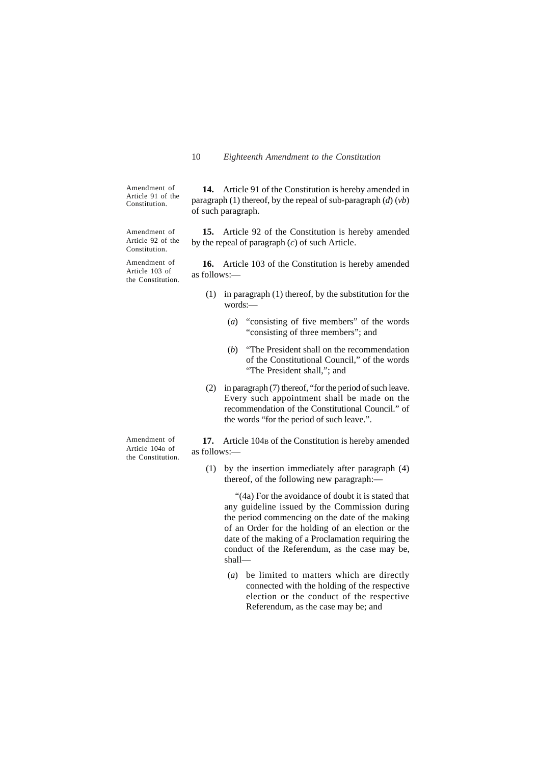Amendment of Article 91 of the Constitution.

**14.** Article 91 of the Constitution is hereby amended in paragraph (1) thereof, by the repeal of sub-paragraph (*d*) (*vb*) of such paragraph.

Amendment of Article 92 of the Constitution.

**15.** Article 92 of the Constitution is hereby amended by the repeal of paragraph (*c*) of such Article.

Amendment of Article 103 of the Constitution.

**16.** Article 103 of the Constitution is hereby amended as follows:—

(1) in paragraph (1) thereof, by the substitution for the words:—

(*a*) "consisting of five members" of the words "consisting of three members"; and

(*b*) "The President shall on the recommendation of the Constitutional Council," of the words "The President shall,"; and

(2) in paragraph (7) thereof, "for the period of such leave. Every such appointment shall be made on the recommendation of the Constitutional Council." of the words "for the period of such leave.".

Amendment of Article 104B of the Constitution.

**17.** Article 104B of the Constitution is hereby amended as follows:—

(1) by the insertion immediately after paragraph (4) thereof, of the following new paragraph:—

"(4a) For the avoidance of doubt it is stated that any guideline issued by the Commission during the period commencing on the date of the making of an Order for the holding of an election or the date of the making of a Proclamation requiring the conduct of the Referendum, as the case may be, shall—

(*a*) be limited to matters which are directly connected with the holding of the respective election or the conduct of the respective Referendum, as the case may be; and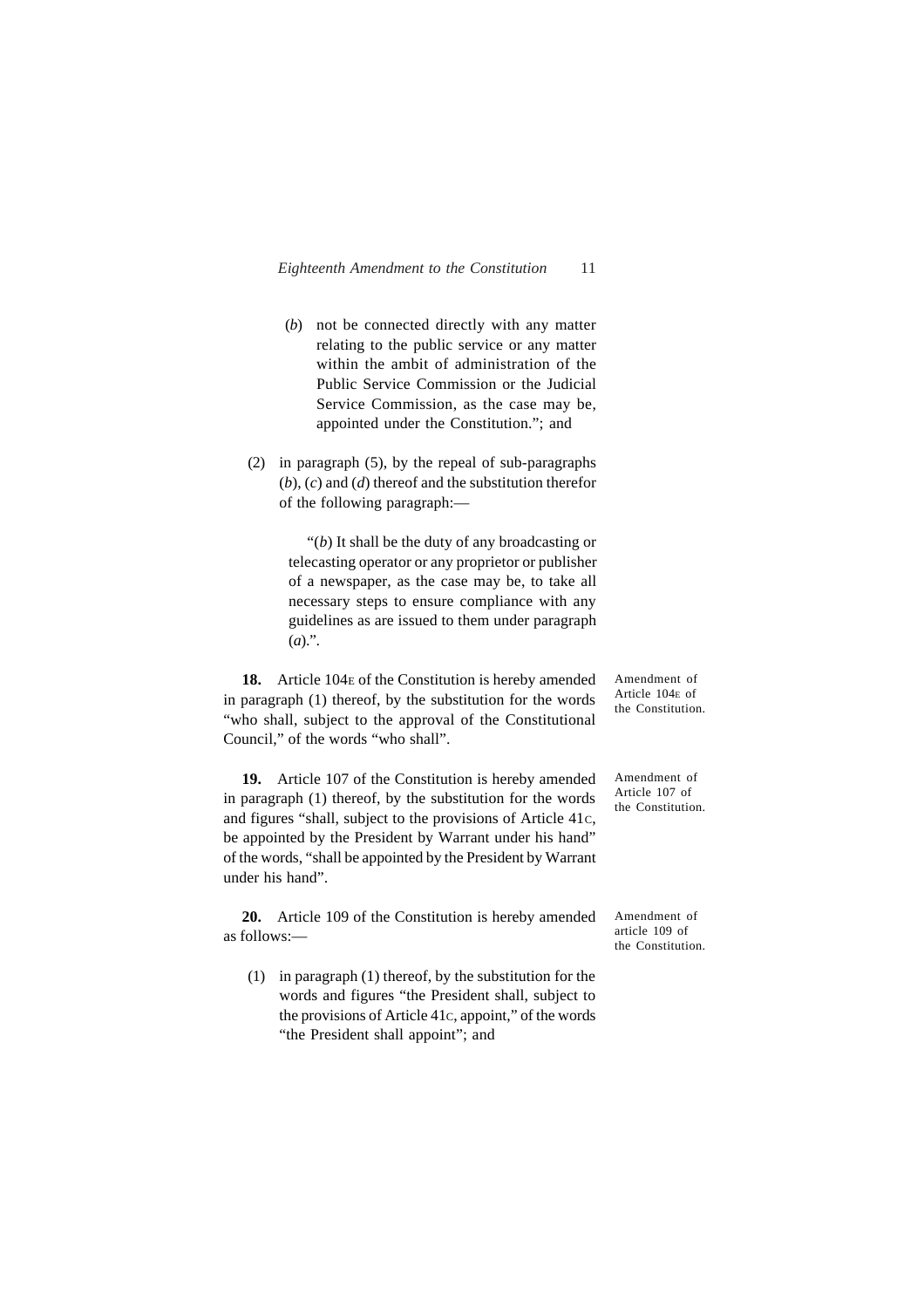(*b*) not be connected directly with any matter relating to the public service or any matter within the ambit of administration of the Public Service Commission or the Judicial Service Commission, as the case may be, appointed under the Constitution."; and

(2) in paragraph (5), by the repeal of sub-paragraphs (*b*), (*c*) and (*d*) thereof and the substitution therefor of the following paragraph:—

"(*b*) It shall be the duty of any broadcasting or telecasting operator or any proprietor or publisher of a newspaper, as the case may be, to take all necessary steps to ensure compliance with any guidelines as are issued to them under paragraph (*a*).".

*Amendment of Article 104E of the Constitution.*

**18.** Article 104E of the Constitution is hereby amended in paragraph (1) thereof, by the substitution for the words "who shall, subject to the approval of the Constitutional Council," of the words "who shall".

*Amendment of Article 107 of the Constitution.*

**19.** Article 107 of the Constitution is hereby amended in paragraph (1) thereof, by the substitution for the words and figures "shall, subject to the provisions of Article 41C, be appointed by the President by Warrant under his hand" of the words, "shall be appointed by the President by Warrant under his hand".

*Amendment of article 109 of the Constitution.*

**20.** Article 109 of the Constitution is hereby amended as follows:—

(1) in paragraph (1) thereof, by the substitution for the words and figures "the President shall, subject to the provisions of Article 41C, appoint," of the words "the President shall appoint"; and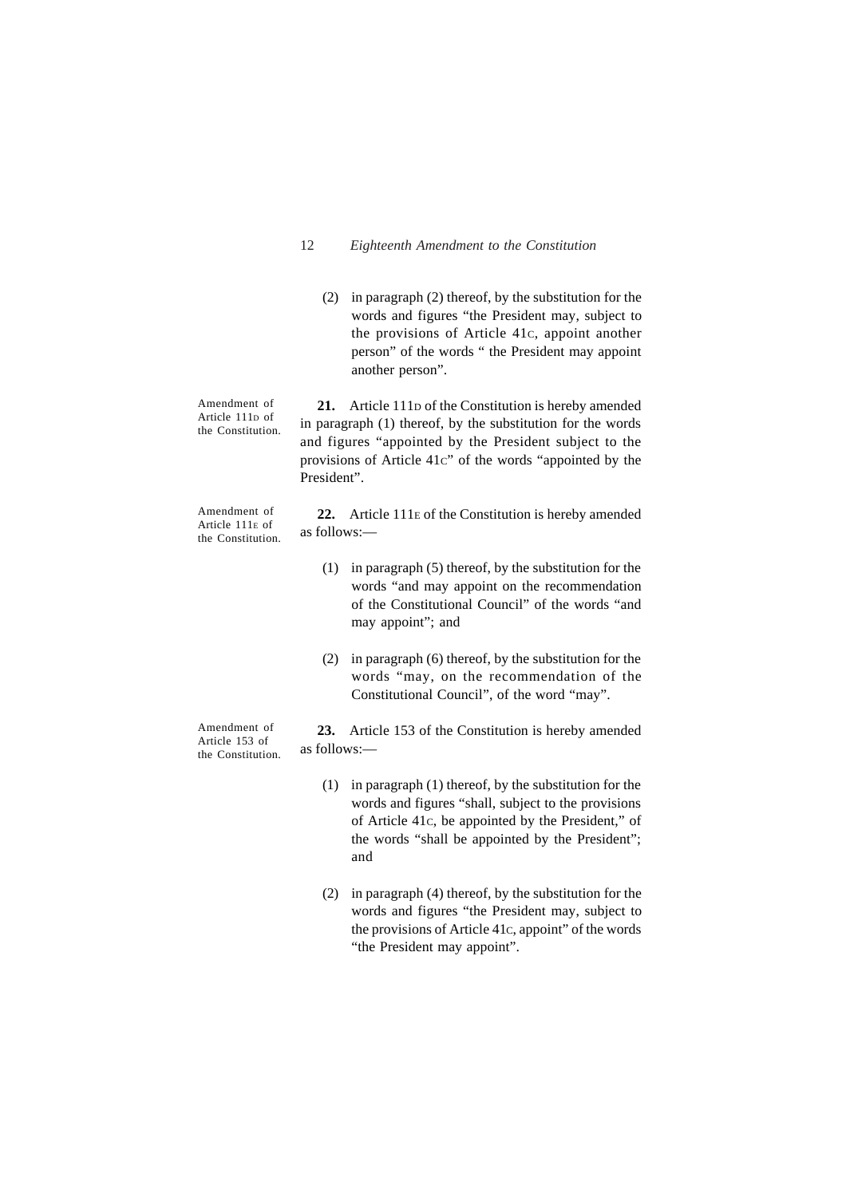(2) in paragraph (2) thereof, by the substitution for the words and figures "the President may, subject to the provisions of Article 41C, appoint another person" of the words " the President may appoint another person".

Amendment of Article 111D of the Constitution.

**21.** Article 111D of the Constitution is hereby amended in paragraph (1) thereof, by the substitution for the words and figures "appointed by the President subject to the provisions of Article 41C" of the words "appointed by the President".

Amendment of Article 111E of the Constitution.

**22.** Article 111E of the Constitution is hereby amended as follows:—

(1) in paragraph (5) thereof, by the substitution for the words "and may appoint on the recommendation of the Constitutional Council" of the words "and may appoint"; and

(2) in paragraph (6) thereof, by the substitution for the words "may, on the recommendation of the Constitutional Council", of the word "may".

Amendment of Article 153 of the Constitution.

**23.** Article 153 of the Constitution is hereby amended as follows:—

(1) in paragraph (1) thereof, by the substitution for the words and figures "shall, subject to the provisions of Article 41C, be appointed by the President," of the words "shall be appointed by the President"; and

(2) in paragraph (4) thereof, by the substitution for the words and figures "the President may, subject to the provisions of Article 41C, appoint" of the words "the President may appoint".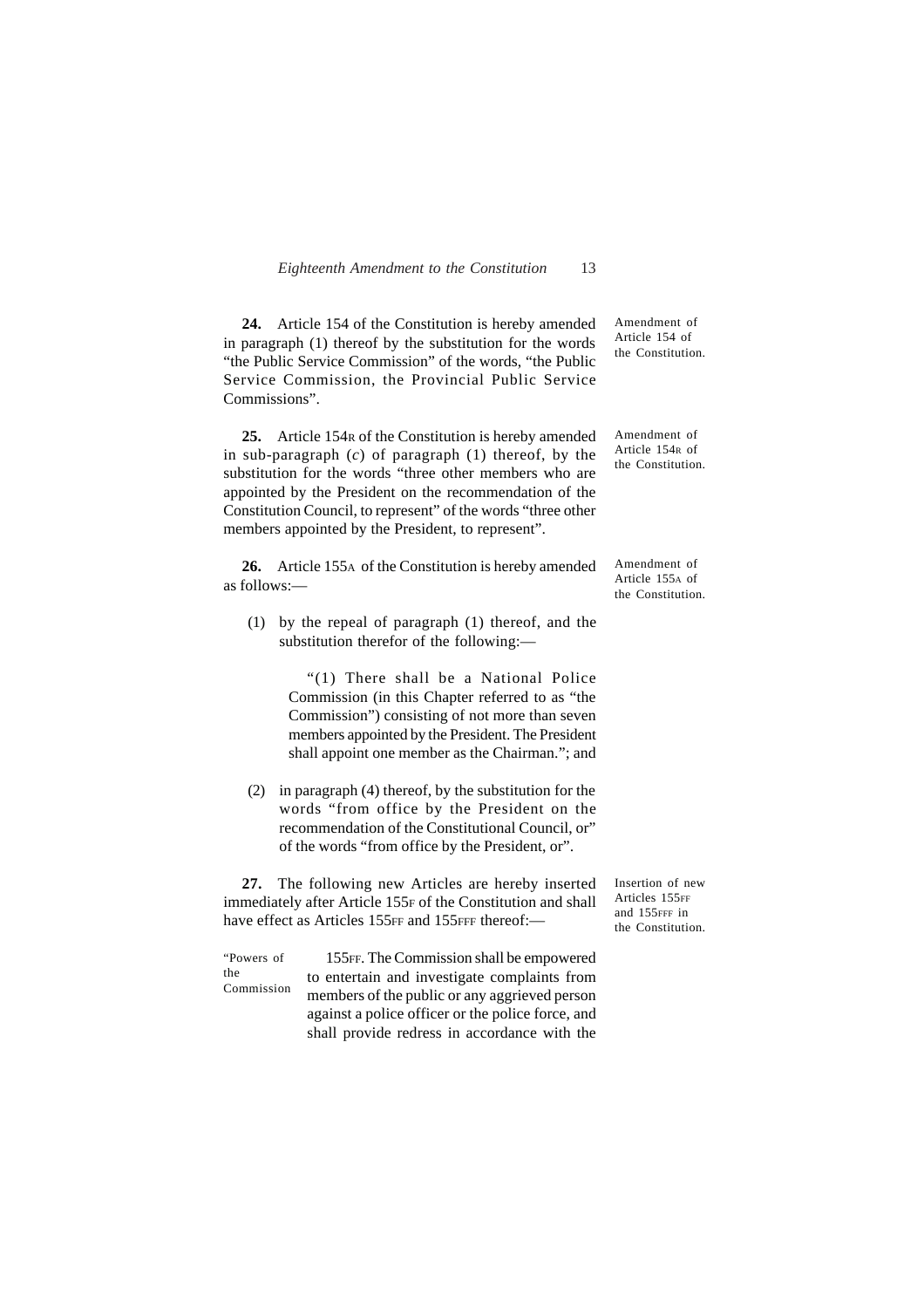Amendment of Article 154 of the Constitution.

**24.** Article 154 of the Constitution is hereby amended in paragraph (1) thereof by the substitution for the words "the Public Service Commission" of the words, "the Public Service Commission, the Provincial Public Service Commissions".

Amendment of Article 154R of the Constitution.

**25.** Article 154R of the Constitution is hereby amended in sub-paragraph (*c*) of paragraph (1) thereof, by the substitution for the words "three other members who are appointed by the President on the recommendation of the Constitution Council, to represent" of the words "three other members appointed by the President, to represent".

Amendment of Article 155A of the Constitution.

**26.** Article 155A of the Constitution is hereby amended as follows:—

(1) by the repeal of paragraph (1) thereof, and the substitution therefor of the following:—

> "(1) There shall be a National Police Commission (in this Chapter referred to as "the Commission") consisting of not more than seven members appointed by the President. The President shall appoint one member as the Chairman."; and

(2) in paragraph (4) thereof, by the substitution for the words "from office by the President on the recommendation of the Constitutional Council, or" of the words "from office by the President, or".

Insertion of new Articles 155FF and 155FFF in the Constitution.

**27.** The following new Articles are hereby inserted immediately after Article 155F of the Constitution and shall have effect as Articles 155FF and 155FFF thereof:—

"Powers of the Commission

155FF. The Commission shall be empowered to entertain and investigate complaints from members of the public or any aggrieved person against a police officer or the police force, and shall provide redress in accordance with the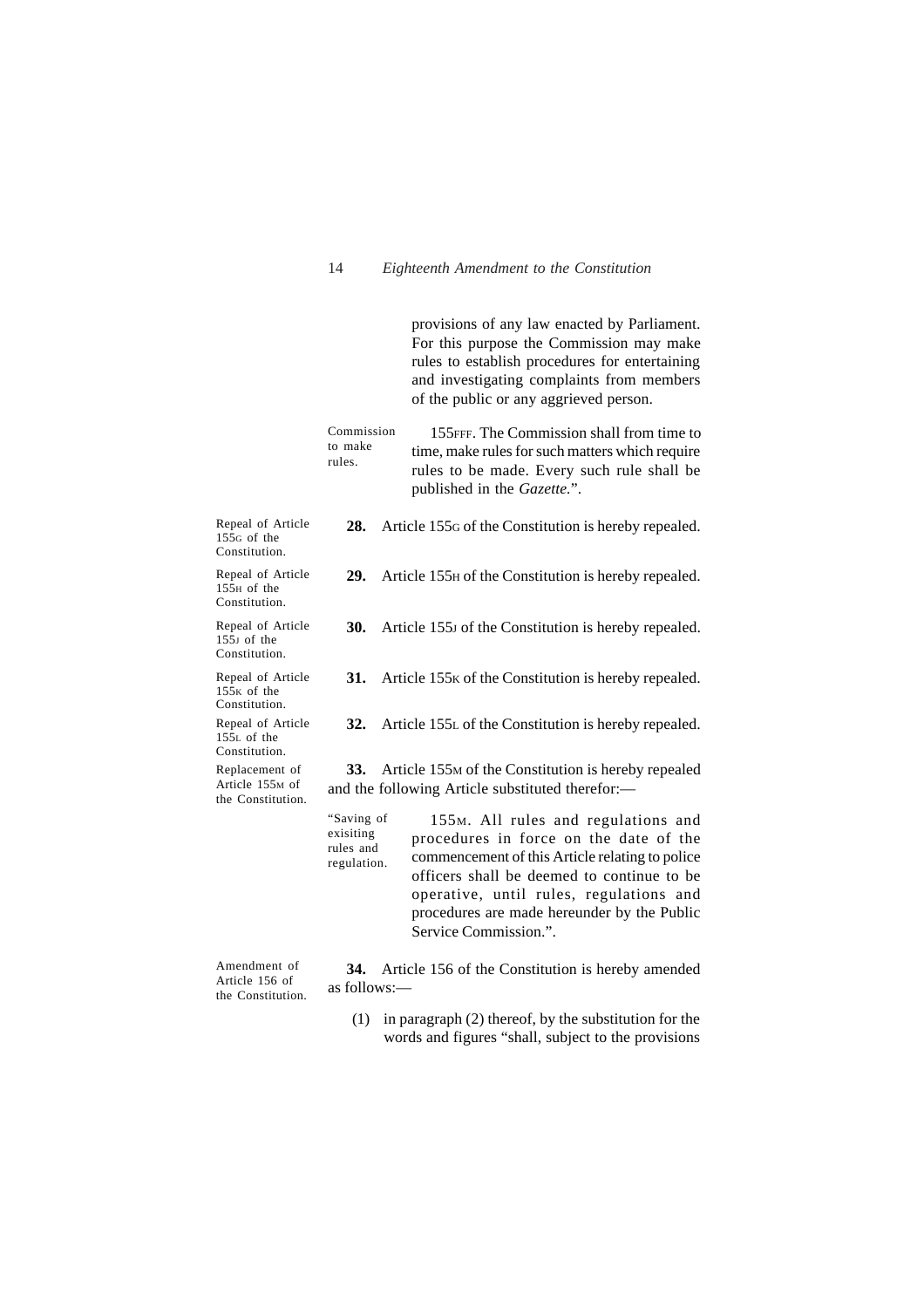provisions of any law enacted by Parliament. For this purpose the Commission may make rules to establish procedures for entertaining and investigating complaints from members of the public or any aggrieved person.

Commission to make rules.

155FFF. The Commission shall from time to time, make rules for such matters which require rules to be made. Every such rule shall be published in the *Gazette.*".

Repeal of Article 155G of the Constitution.

**28.** Article 155G of the Constitution is hereby repealed.

Repeal of Article 155H of the Constitution.

**29.** Article 155H of the Constitution is hereby repealed.

Repeal of Article 155J of the Constitution.

**30.** Article 155J of the Constitution is hereby repealed.

Repeal of Article 155K of the Constitution.

**31.** Article 155K of the Constitution is hereby repealed.

Repeal of Article 155L of the Constitution.

**32.** Article 155L of the Constitution is hereby repealed.

Replacement of Article 155M of the Constitution.

**33.** Article 155M of the Constitution is hereby repealed and the following Article substituted therefor:—

"Saving of exisiting rules and regulation.

155M. All rules and regulations and procedures in force on the date of the commencement of this Article relating to police officers shall be deemed to continue to be operative, until rules, regulations and procedures are made hereunder by the Public Service Commission.".

Amendment of Article 156 of the Constitution.

**34.** Article 156 of the Constitution is hereby amended as follows:—

(1) in paragraph (2) thereof, by the substitution for the words and figures "shall, subject to the provisions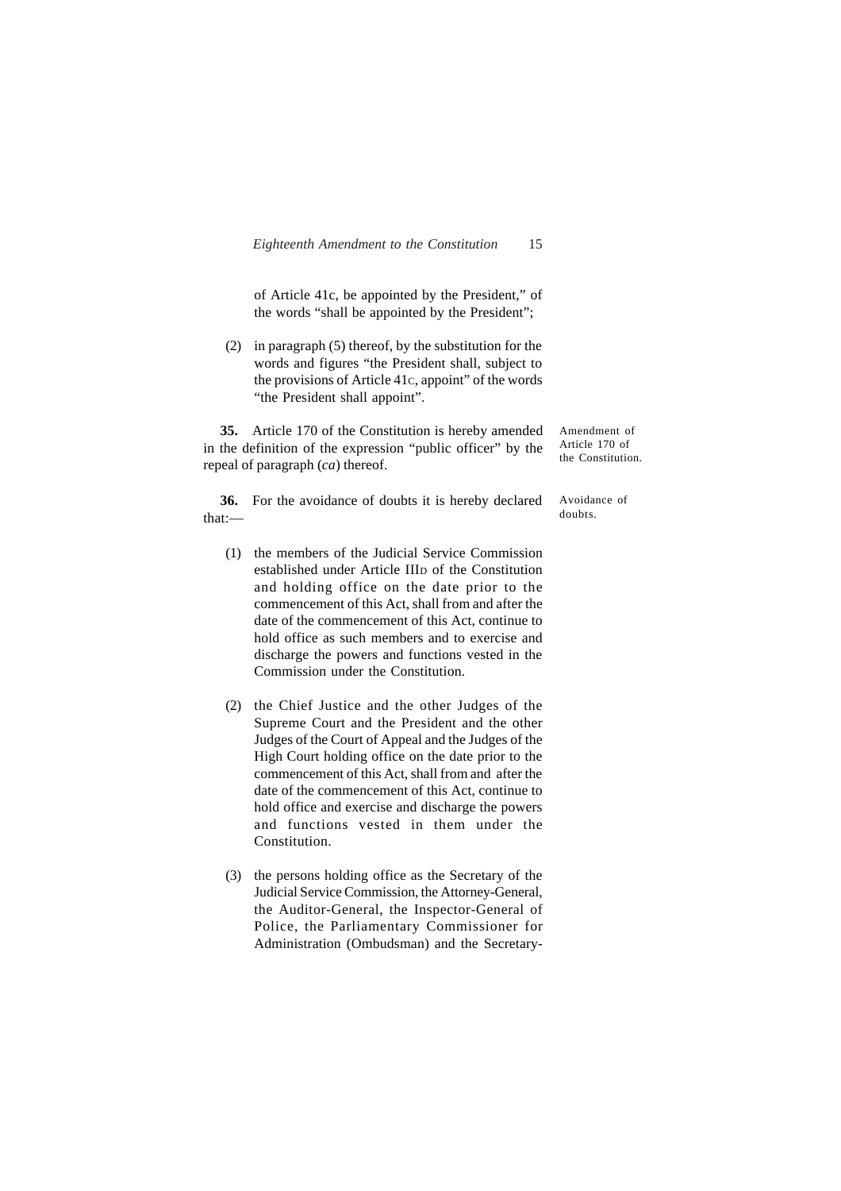of Article 41c, be appointed by the President," of the words "shall be appointed by the President";

(2) in paragraph (5) thereof, by the substitution for the words and figures "the President shall, subject to the provisions of Article 41C, appoint" of the words "the President shall appoint".

**35.** Article 170 of the Constitution is hereby amended in the definition of the expression "public officer" by the repeal of paragraph (*ca*) thereof.

Amendment of Article 170 of the Constitution.

**36.** For the avoidance of doubts it is hereby declared that:—

Avoidance of doubts.

(1) the members of the Judicial Service Commission established under Article IIID of the Constitution and holding office on the date prior to the commencement of this Act, shall from and after the date of the commencement of this Act, continue to hold office as such members and to exercise and discharge the powers and functions vested in the Commission under the Constitution.

(2) the Chief Justice and the other Judges of the Supreme Court and the President and the other Judges of the Court of Appeal and the Judges of the High Court holding office on the date prior to the commencement of this Act, shall from and after the date of the commencement of this Act, continue to hold office and exercise and discharge the powers and functions vested in them under the Constitution.

(3) the persons holding office as the Secretary of the Judicial Service Commission, the Attorney-General, the Auditor-General, the Inspector-General of Police, the Parliamentary Commissioner for Administration (Ombudsman) and the Secretary-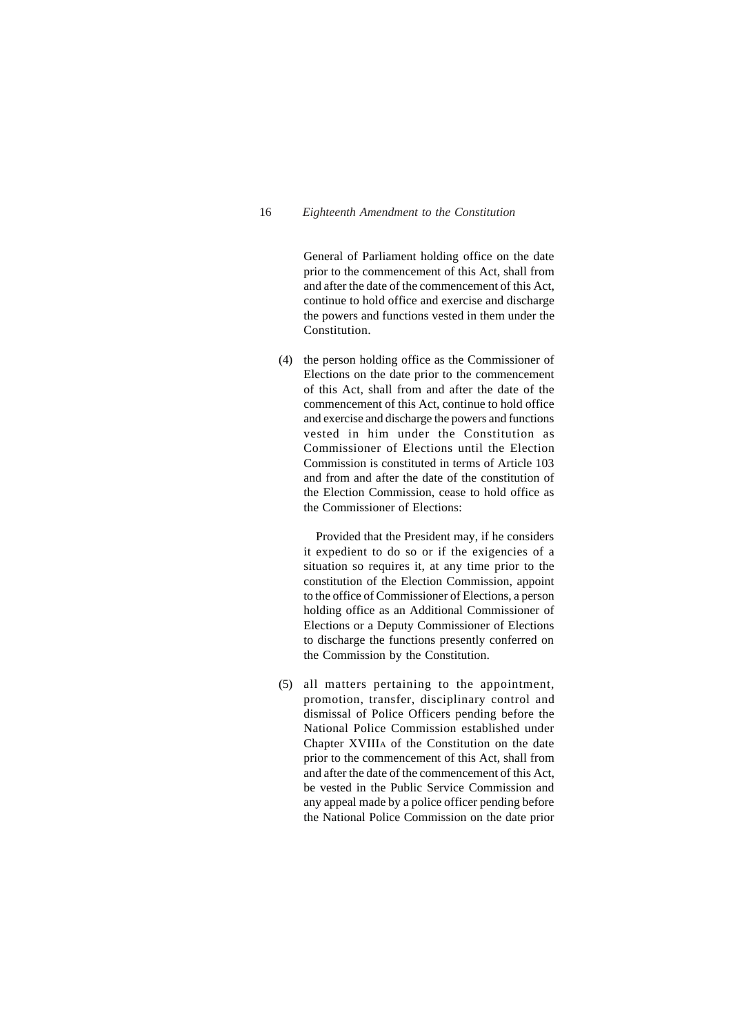General of Parliament holding office on the date prior to the commencement of this Act, shall from and after the date of the commencement of this Act, continue to hold office and exercise and discharge the powers and functions vested in them under the Constitution.

(4) the person holding office as the Commissioner of Elections on the date prior to the commencement of this Act, shall from and after the date of the commencement of this Act, continue to hold office and exercise and discharge the powers and functions vested in him under the Constitution as Commissioner of Elections until the Election Commission is constituted in terms of Article 103 and from and after the date of the constitution of the Election Commission, cease to hold office as the Commissioner of Elections:

Provided that the President may, if he considers it expedient to do so or if the exigencies of a situation so requires it, at any time prior to the constitution of the Election Commission, appoint to the office of Commissioner of Elections, a person holding office as an Additional Commissioner of Elections or a Deputy Commissioner of Elections to discharge the functions presently conferred on the Commission by the Constitution.

(5) all matters pertaining to the appointment, promotion, transfer, disciplinary control and dismissal of Police Officers pending before the National Police Commission established under Chapter XVIIIA of the Constitution on the date prior to the commencement of this Act, shall from and after the date of the commencement of this Act, be vested in the Public Service Commission and any appeal made by a police officer pending before the National Police Commission on the date prior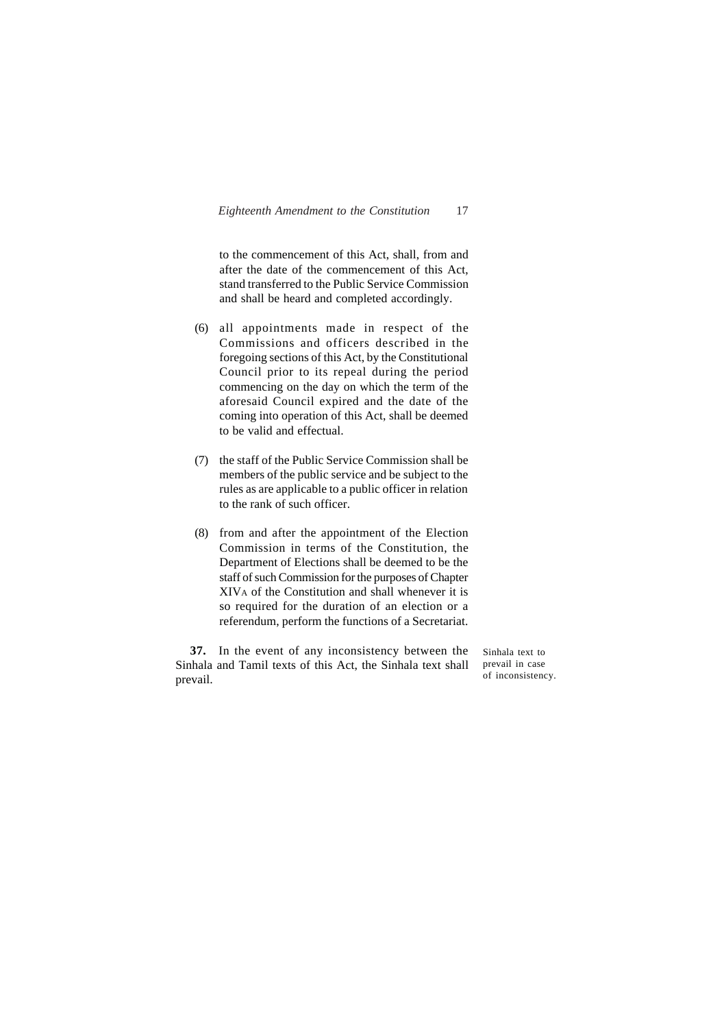to the commencement of this Act, shall, from and after the date of the commencement of this Act, stand transferred to the Public Service Commission and shall be heard and completed accordingly.

(6) all appointments made in respect of the Commissions and officers described in the foregoing sections of this Act, by the Constitutional Council prior to its repeal during the period commencing on the day on which the term of the aforesaid Council expired and the date of the coming into operation of this Act, shall be deemed to be valid and effectual.

(7) the staff of the Public Service Commission shall be members of the public service and be subject to the rules as are applicable to a public officer in relation to the rank of such officer.

(8) from and after the appointment of the Election Commission in terms of the Constitution, the Department of Elections shall be deemed to be the staff of such Commission for the purposes of Chapter XIVA of the Constitution and shall whenever it is so required for the duration of an election or a referendum, perform the functions of a Secretariat.

Sinhala text to prevail in case of inconsistency.

**37.** In the event of any inconsistency between the Sinhala and Tamil texts of this Act, the Sinhala text shall prevail.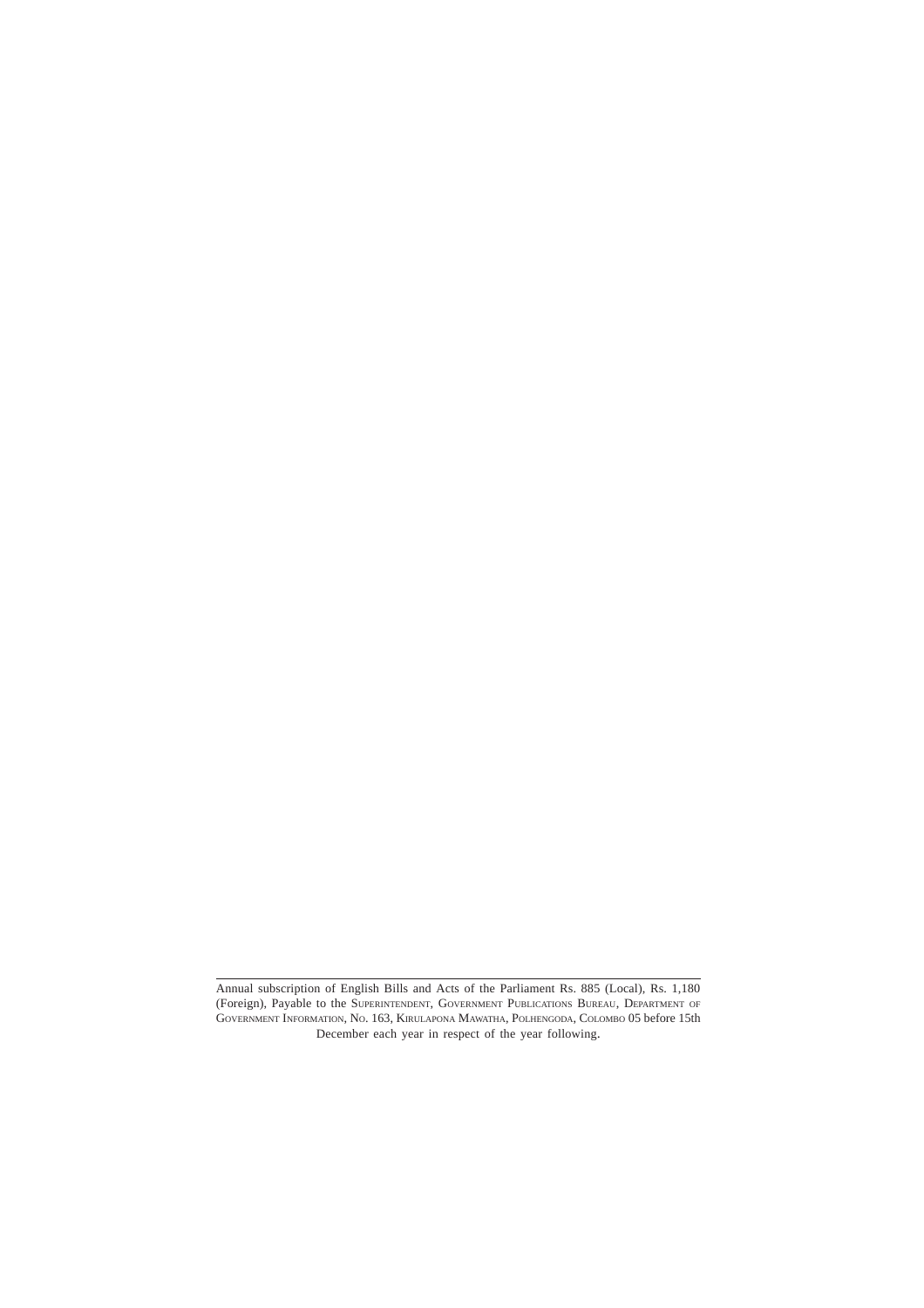---

Annual subscription of English Bills and Acts of the Parliament Rs. 885 (Local), Rs. 1,180 (Foreign), Payable to the SUPERINTENDENT, GOVERNMENT PUBLICATIONS BUREAU, DEPARTMENT OF GOVERNMENT INFORMATION, NO. 163, KIRULAPONA MAWATHA, POLHENGODA, COLOMBO 05 before 15th December each year in respect of the year following.